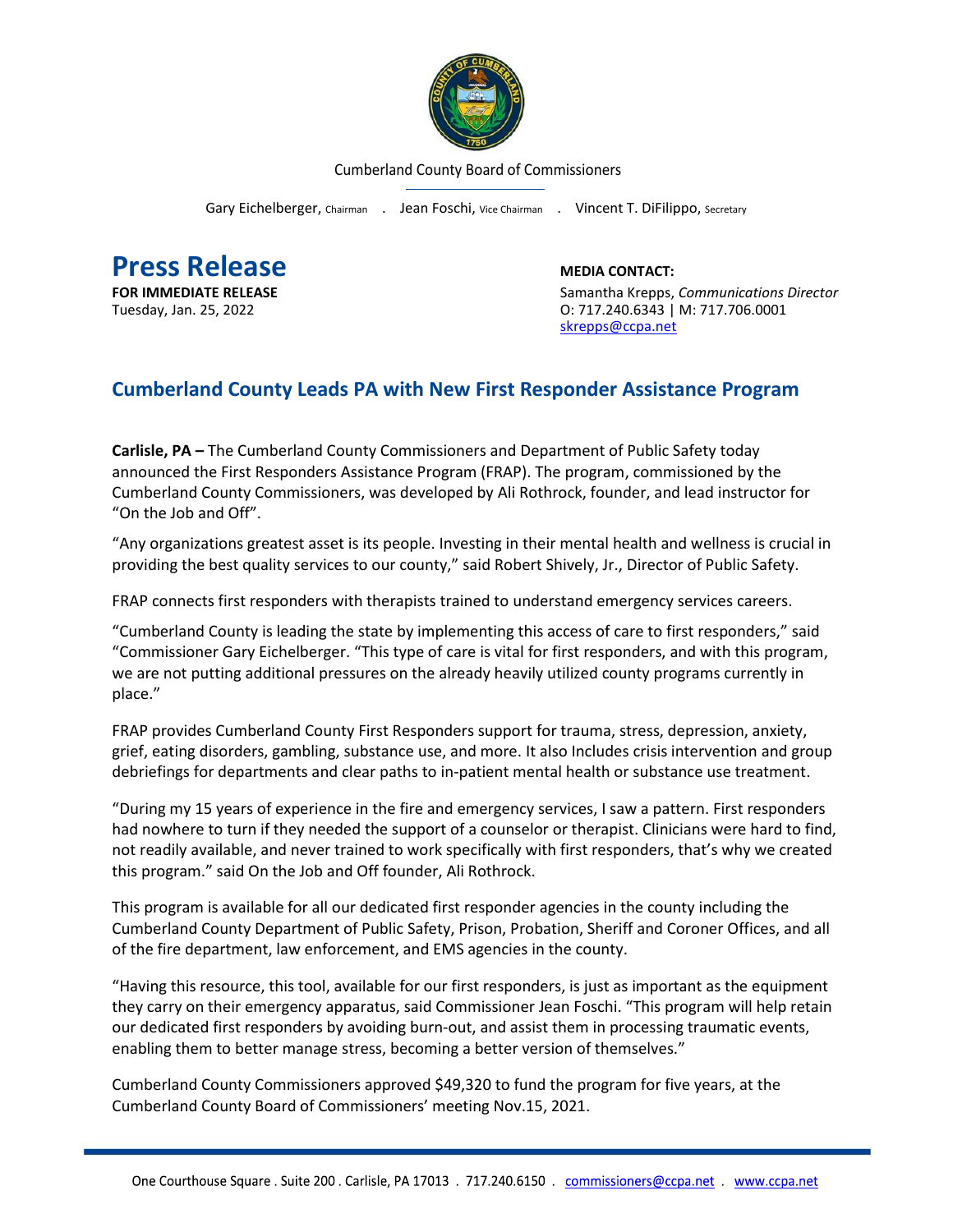Cumberland County Board of Commissioners

Gary Eichelberger, Chairman . Jean Foschi, Vice Chairman . Vincent T. DiFilippo, Secretary

# Press Release

**FOR IMMEDIATE RELEASE**
Tuesday, Jan. 25, 2022

**MEDIA CONTACT:**
Samantha Krepps, *Communications Director*
O: 717.240.6343 | M: 717.706.0001
skrepps@ccpa.net

## Cumberland County Leads PA with New First Responder Assistance Program

**Carlisle, PA –** The Cumberland County Commissioners and Department of Public Safety today announced the First Responders Assistance Program (FRAP). The program, commissioned by the Cumberland County Commissioners, was developed by Ali Rothrock, founder, and lead instructor for "On the Job and Off".

"Any organizations greatest asset is its people. Investing in their mental health and wellness is crucial in providing the best quality services to our county," said Robert Shively, Jr., Director of Public Safety.

FRAP connects first responders with therapists trained to understand emergency services careers.

"Cumberland County is leading the state by implementing this access of care to first responders," said "Commissioner Gary Eichelberger. "This type of care is vital for first responders, and with this program, we are not putting additional pressures on the already heavily utilized county programs currently in place."

FRAP provides Cumberland County First Responders support for trauma, stress, depression, anxiety, grief, eating disorders, gambling, substance use, and more. It also Includes crisis intervention and group debriefings for departments and clear paths to in-patient mental health or substance use treatment.

"During my 15 years of experience in the fire and emergency services, I saw a pattern. First responders had nowhere to turn if they needed the support of a counselor or therapist. Clinicians were hard to find, not readily available, and never trained to work specifically with first responders, that's why we created this program." said On the Job and Off founder, Ali Rothrock.

This program is available for all our dedicated first responder agencies in the county including the Cumberland County Department of Public Safety, Prison, Probation, Sheriff and Coroner Offices, and all of the fire department, law enforcement, and EMS agencies in the county.

"Having this resource, this tool, available for our first responders, is just as important as the equipment they carry on their emergency apparatus, said Commissioner Jean Foschi. "This program will help retain our dedicated first responders by avoiding burn-out, and assist them in processing traumatic events, enabling them to better manage stress, becoming a better version of themselves."

Cumberland County Commissioners approved $49,320 to fund the program for five years, at the Cumberland County Board of Commissioners' meeting Nov.15, 2021.

One Courthouse Square . Suite 200 . Carlisle, PA 17013 . 717.240.6150 . commissioners@ccpa.net . www.ccpa.net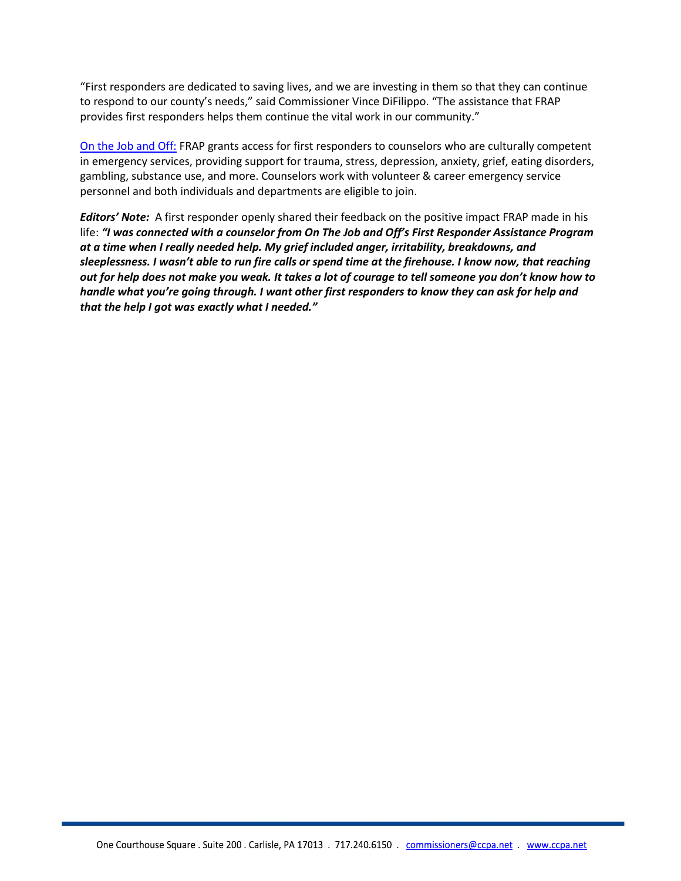"First responders are dedicated to saving lives, and we are investing in them so that they can continue to respond to our county's needs," said Commissioner Vince DiFilippo. "The assistance that FRAP provides first responders helps them continue the vital work in our community."

On the Job and Off: FRAP grants access for first responders to counselors who are culturally competent in emergency services, providing support for trauma, stress, depression, anxiety, grief, eating disorders, gambling, substance use, and more. Counselors work with volunteer & career emergency service personnel and both individuals and departments are eligible to join.

***Editors' Note:*** A first responder openly shared their feedback on the positive impact FRAP made in his life: ***"I was connected with a counselor from On The Job and Off's First Responder Assistance Program at a time when I really needed help. My grief included anger, irritability, breakdowns, and sleeplessness. I wasn't able to run fire calls or spend time at the firehouse. I know now, that reaching out for help does not make you weak. It takes a lot of courage to tell someone you don't know how to handle what you're going through. I want other first responders to know they can ask for help and that the help I got was exactly what I needed."***